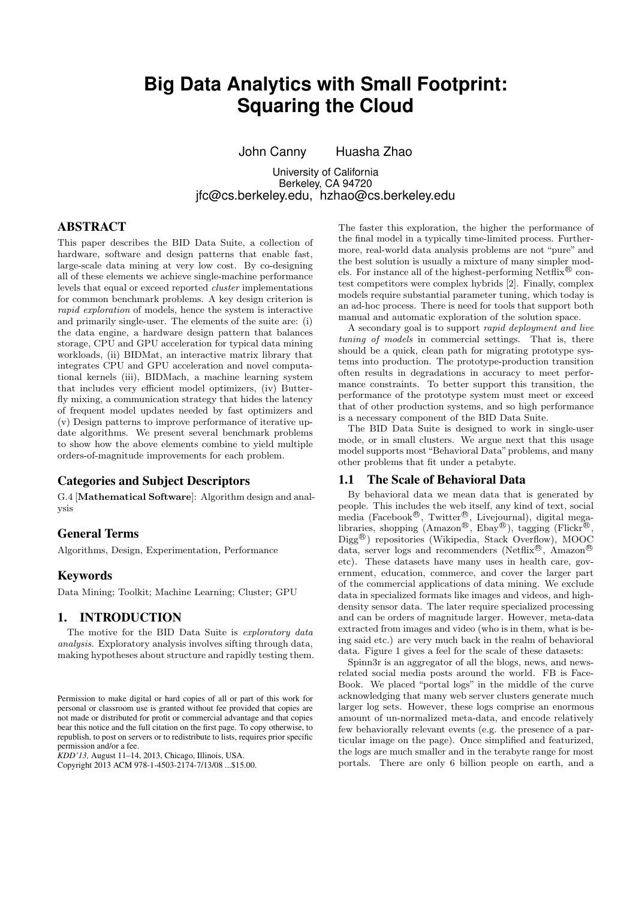# Big Data Analytics with Small Footprint: Squaring the Cloud

John Canny Huasha Zhao

University of California
Berkeley, CA 94720
jfc@cs.berkeley.edu, hzhao@cs.berkeley.edu

## ABSTRACT

This paper describes the BID Data Suite, a collection of hardware, software and design patterns that enable fast, large-scale data mining at very low cost. By co-designing all of these elements we achieve single-machine performance levels that equal or exceed reported *cluster* implementations for common benchmark problems. A key design criterion is *rapid exploration* of models, hence the system is interactive and primarily single-user. The elements of the suite are: (i) the data engine, a hardware design pattern that balances storage, CPU and GPU acceleration for typical data mining workloads, (ii) BIDMat, an interactive matrix library that integrates CPU and GPU acceleration and novel computational kernels (iii), BIDMach, a machine learning system that includes very efficient model optimizers, (iv) Butterfly mixing, a communication strategy that hides the latency of frequent model updates needed by fast optimizers and (v) Design patterns to improve performance of iterative update algorithms. We present several benchmark problems to show how the above elements combine to yield multiple orders-of-magnitude improvements for each problem.

## Categories and Subject Descriptors

G.4 [**Mathematical Software**]: Algorithm design and analysis

## General Terms

Algorithms, Design, Experimentation, Performance

## Keywords

Data Mining; Toolkit; Machine Learning; Cluster; GPU

## 1. INTRODUCTION

The motive for the BID Data Suite is *exploratory data analysis*. Exploratory analysis involves sifting through data, making hypotheses about structure and rapidly testing them. The faster this exploration, the higher the performance of the final model in a typically time-limited process. Furthermore, real-world data analysis problems are not "pure" and the best solution is usually a mixture of many simpler models. For instance all of the highest-performing Netflix® contest competitors were complex hybrids [2]. Finally, complex models require substantial parameter tuning, which today is an ad-hoc process. There is need for tools that support both manual and automatic exploration of the solution space.

A secondary goal is to support *rapid deployment and live tuning of models* in commercial settings. That is, there should be a quick, clean path for migrating prototype systems into production. The prototype-production transition often results in degradations in accuracy to meet performance constraints. To better support this transition, the performance of the prototype system must meet or exceed that of other production systems, and so high performance is a necessary component of the BID Data Suite.

The BID Data Suite is designed to work in single-user mode, or in small clusters. We argue next that this usage model supports most "Behavioral Data" problems, and many other problems that fit under a petabyte.

### 1.1 The Scale of Behavioral Data

By behavioral data we mean data that is generated by people. This includes the web itself, any kind of text, social media (Facebook®, Twitter®, Livejournal), digital megalibraries, shopping (Amazon®, Ebay®), tagging (Flickr®, Digg®) repositories (Wikipedia, Stack Overflow), MOOC data, server logs and recommenders (Netflix®, Amazon® etc). These datasets have many uses in health care, government, education, commerce, and cover the larger part of the commercial applications of data mining. We exclude data in specialized formats like images and videos, and high-density sensor data. The later require specialized processing and can be orders of magnitude larger. However, meta-data extracted from images and video (who is in them, what is being said etc.) are very much back in the realm of behavioral data. Figure 1 gives a feel for the scale of these datasets:

Spinn3r is an aggregator of all the blogs, news, and news-related social media posts around the world. FB is FaceBook. We placed "portal logs" in the middle of the curve acknowledging that many web server clusters generate much larger log sets. However, these logs comprise an enormous amount of un-normalized meta-data, and encode relatively few behaviorally relevant events (e.g. the presence of a particular image on the page). Once simplified and featurized, the logs are much smaller and in the terabyte range for most portals. There are only 6 billion people on earth, and a

Permission to make digital or hard copies of all or part of this work for personal or classroom use is granted without fee provided that copies are not made or distributed for profit or commercial advantage and that copies bear this notice and the full citation on the first page. To copy otherwise, to republish, to post on servers or to redistribute to lists, requires prior specific permission and/or a fee.
*KDD'13,* August 11–14, 2013, Chicago, Illinois, USA.
Copyright 2013 ACM 978-1-4503-2174-7/13/08 ...$15.00.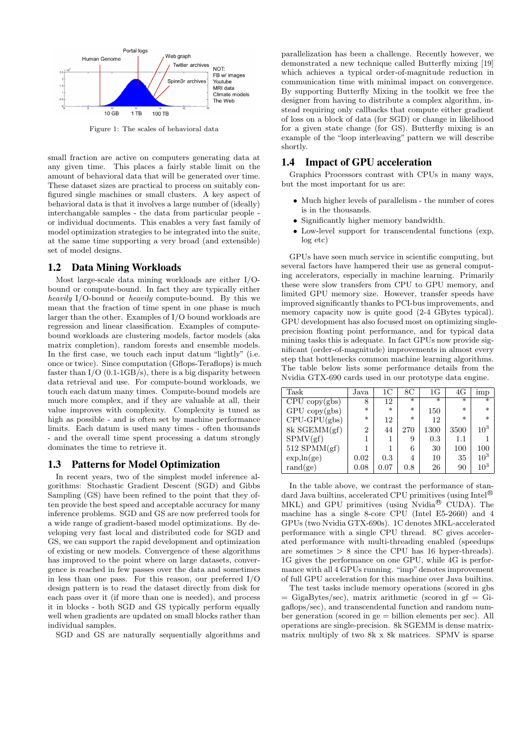Figure 1: The scales of behavioral data

small fraction are active on computers generating data at any given time. This places a fairly stable limit on the amount of behavioral data that will be generated over time. These dataset sizes are practical to process on suitably configured single machines or small clusters. A key aspect of behavioral data is that it involves a large number of (ideally) interchangable samples - the data from particular people - or individual documents. This enables a very fast family of model optimization strategies to be integrated into the suite, at the same time supporting a very broad (and extensible) set of model designs.

## 1.2 Data Mining Workloads

Most large-scale data mining workloads are either I/O-bound or compute-bound. In fact they are typically either *heavily* I/O-bound or *heavily* compute-bound. By this we mean that the fraction of time spent in one phase is much larger than the other. Examples of I/O bound workloads are regression and linear classification. Examples of compute-bound workloads are clustering models, factor models (aka matrix completion), random forests and ensemble models. In the first case, we touch each input datum "lightly" (i.e. once or twice). Since computation (Gflops-Teraflops) is much faster than I/O (0.1-1GB/s), there is a big disparity between data retrieval and use. For compute-bound workloads, we touch each datum many times. Compute-bound models are much more complex, and if they are valuable at all, their value improves with complexity. Complexity is tuned as high as possible - and is often set by machine performance limits. Each datum is used many times - often thousands - and the overall time spent processing a datum strongly dominates the time to retrieve it.

## 1.3 Patterns for Model Optimization

In recent years, two of the simplest model inference algorithms: Stochastic Gradient Descent (SGD) and Gibbs Sampling (GS) have been refined to the point that they often provide the best speed and acceptable accuracy for many inference problems. SGD and GS are now preferred tools for a wide range of gradient-based model optimizations. By developing very fast local and distributed code for SGD and GS, we can support the rapid development and optimization of existing or new models. Convergence of these algorithms has improved to the point where on large datasets, convergence is reached in few passes over the data and sometimes in less than one pass. For this reason, our preferred I/O design pattern is to read the dataset directly from disk for each pass over it (if more than one is needed), and process it in blocks - both SGD and GS typically perform equally well when gradients are updated on small blocks rather than individual samples.

SGD and GS are naturally sequentially algorithms and parallelization has been a challenge. Recently however, we demonstrated a new technique called Butterfly mixing [19] which achieves a typical order-of-magnitude reduction in communication time with minimal impact on convergence. By supporting Butterfly Mixing in the toolkit we free the designer from having to distribute a complex algorithm, instead requiring only callbacks that compute either gradient of loss on a block of data (for SGD) or change in likelihood for a given state change (for GS). Butterfly mixing is an example of the "loop interleaving" pattern we will describe shortly.

## 1.4 Impact of GPU acceleration

Graphics Processors contrast with CPUs in many ways, but the most important for us are:

- Much higher levels of parallelism - the number of cores is in the thousands.
- Significantly higher memory bandwidth.
- Low-level support for transcendental functions (exp, log etc)

GPUs have seen much service in scientific computing, but several factors have hampered their use as general computing accelerators, especially in machine learning. Primarily these were slow transfers from CPU to GPU memory, and limited GPU memory size. However, transfer speeds have improved significantly thanks to PCI-bus improvements, and memory capacity now is quite good (2-4 GBytes typical). GPU development has also focused most on optimizing single-precision floating point performance, and for typical data mining tasks this is adequate. In fact GPUs now provide significant (order-of-magnitude) improvements in almost every step that bottlenecks common machine learning algorithms. The table below lists some performance details from the Nvidia GTX-690 cards used in our prototype data engine.

| Task | Java | 1C | 8C | 1G | 4G | imp |
|---|---|---|---|---|---|---|
| CPU copy(gbs) | 8 | 12 | * | * | * | * |
| GPU copy(gbs) | * | * | * | 150 | * | * |
| CPU-GPU(gbs) | * | 12 | * | 12 | * | * |
| 8k SGEMM(gf) | 2 | 44 | 270 | 1300 | 3500 | $10^3$ |
| SPMV(gf) | 1 | 1 | 9 | 0.3 | 1.1 | 1 |
| 512 SPMM(gf) | 1 | 1 | 6 | 30 | 100 | 100 |
| exp,ln(ge) | 0.02 | 0.3 | 4 | 10 | 35 | $10^3$ |
| rand(ge) | 0.08 | 0.07 | 0.8 | 26 | 90 | $10^3$ |

In the table above, we contrast the performance of standard Java builtins, accelerated CPU primitives (using Intel® MKL) and GPU primitives (using Nvidia® CUDA). The machine has a single 8-core CPU (Intel E5-2660) and 4 GPUs (two Nvidia GTX-690s). 1C denotes MKL-accelerated performance with a single CPU thread. 8C gives accelerated performance with multi-threading enabled (speedups are sometimes > 8 since the CPU has 16 hyper-threads). 1G gives the performance on one GPU, while 4G is performance with all 4 GPUs running. "imp" denotes improvement of full GPU acceleration for this machine over Java builtins.

The test tasks include memory operations (scored in gbs = GigaBytes/sec), matrix arithmetic (scored in gf = Gigaflops/sec), and transcendental function and random number generation (scored in ge = billion elements per sec). All operations are single-precision. 8k SGEMM is dense matrix-matrix multiply of two 8k x 8k matrices. SPMV is sparse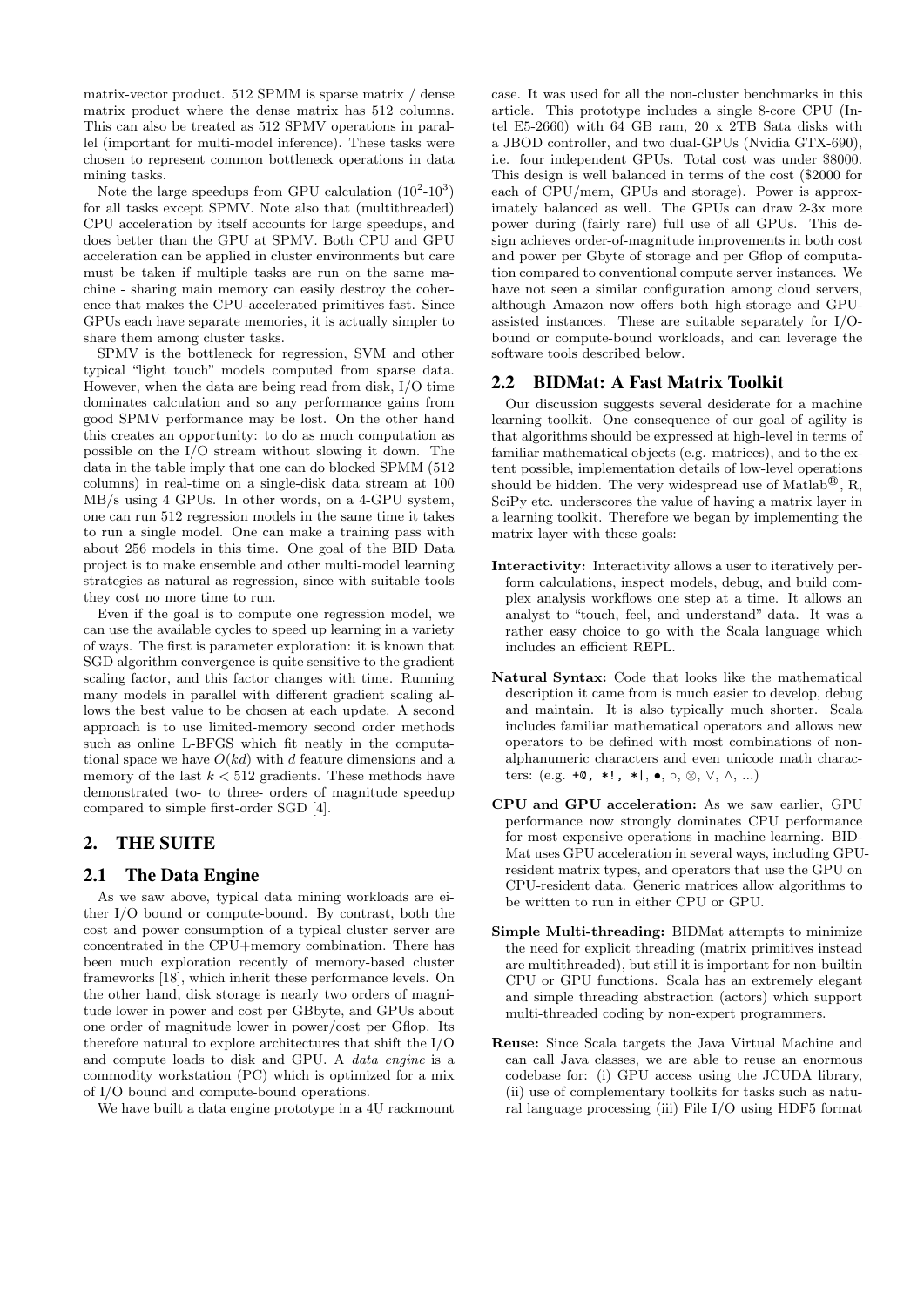matrix-vector product. 512 SPMM is sparse matrix / dense matrix product where the dense matrix has 512 columns. This can also be treated as 512 SPMV operations in parallel (important for multi-model inference). These tasks were chosen to represent common bottleneck operations in data mining tasks.

Note the large speedups from GPU calculation ($10^2$-$10^3$) for all tasks except SPMV. Note also that (multithreaded) CPU acceleration by itself accounts for large speedups, and does better than the GPU at SPMV. Both CPU and GPU acceleration can be applied in cluster environments but care must be taken if multiple tasks are run on the same machine - sharing main memory can easily destroy the coherence that makes the CPU-accelerated primitives fast. Since GPUs each have separate memories, it is actually simpler to share them among cluster tasks.

SPMV is the bottleneck for regression, SVM and other typical "light touch" models computed from sparse data. However, when the data are being read from disk, I/O time dominates calculation and so any performance gains from good SPMV performance may be lost. On the other hand this creates an opportunity: to do as much computation as possible on the I/O stream without slowing it down. The data in the table imply that one can do blocked SPMM (512 columns) in real-time on a single-disk data stream at 100 MB/s using 4 GPUs. In other words, on a 4-GPU system, one can run 512 regression models in the same time it takes to run a single model. One can make a training pass with about 256 models in this time. One goal of the BID Data project is to make ensemble and other multi-model learning strategies as natural as regression, since with suitable tools they cost no more time to run.

Even if the goal is to compute one regression model, we can use the available cycles to speed up learning in a variety of ways. The first is parameter exploration: it is known that SGD algorithm convergence is quite sensitive to the gradient scaling factor, and this factor changes with time. Running many models in parallel with different gradient scaling allows the best value to be chosen at each update. A second approach is to use limited-memory second order methods such as online L-BFGS which fit neatly in the computational space we have $O(kd)$ with $d$ feature dimensions and a memory of the last $k < 512$ gradients. These methods have demonstrated two- to three- orders of magnitude speedup compared to simple first-order SGD [4].

## 2. THE SUITE

### 2.1 The Data Engine

As we saw above, typical data mining workloads are either I/O bound or compute-bound. By contrast, both the cost and power consumption of a typical cluster server are concentrated in the CPU+memory combination. There has been much exploration recently of memory-based cluster frameworks [18], which inherit these performance levels. On the other hand, disk storage is nearly two orders of magnitude lower in power and cost per GBbyte, and GPUs about one order of magnitude lower in power/cost per Gflop. Its therefore natural to explore architectures that shift the I/O and compute loads to disk and GPU. A *data engine* is a commodity workstation (PC) which is optimized for a mix of I/O bound and compute-bound operations.

We have built a data engine prototype in a 4U rackmount case. It was used for all the non-cluster benchmarks in this article. This prototype includes a single 8-core CPU (Intel E5-2660) with 64 GB ram, 20 x 2TB Sata disks with a JBOD controller, and two dual-GPUs (Nvidia GTX-690), i.e. four independent GPUs. Total cost was under \$8000. This design is well balanced in terms of the cost (\$2000 for each of CPU/mem, GPUs and storage). Power is approximately balanced as well. The GPUs can draw 2-3x more power during (fairly rare) full use of all GPUs. This design achieves order-of-magnitude improvements in both cost and power per Gbyte of storage and per Gflop of computation compared to conventional compute server instances. We have not seen a similar configuration among cloud servers, although Amazon now offers both high-storage and GPU-assisted instances. These are suitable separately for I/O-bound or compute-bound workloads, and can leverage the software tools described below.

### 2.2 BIDMat: A Fast Matrix Toolkit

Our discussion suggests several desiderate for a machine learning toolkit. One consequence of our goal of agility is that algorithms should be expressed at high-level in terms of familiar mathematical objects (e.g. matrices), and to the extent possible, implementation details of low-level operations should be hidden. The very widespread use of Matlab®, R, SciPy etc. underscores the value of having a matrix layer in a learning toolkit. Therefore we began by implementing the matrix layer with these goals:

- **Interactivity:** Interactivity allows a user to iteratively perform calculations, inspect models, debug, and build complex analysis workflows one step at a time. It allows an analyst to "touch, feel, and understand" data. It was a rather easy choice to go with the Scala language which includes an efficient REPL.
- **Natural Syntax:** Code that looks like the mathematical description it came from is much easier to develop, debug and maintain. It is also typically much shorter. Scala includes familiar mathematical operators and allows new operators to be defined with most combinations of non-alphanumeric characters and even unicode math characters: (e.g. `+@`, `*!`, `*|`, $\bullet$, $\circ$, $\otimes$, $\vee$, $\wedge$, ...)
- **CPU and GPU acceleration:** As we saw earlier, GPU performance now strongly dominates CPU performance for most expensive operations in machine learning. BIDMat uses GPU acceleration in several ways, including GPU-resident matrix types, and operators that use the GPU on CPU-resident data. Generic matrices allow algorithms to be written to run in either CPU or GPU.
- **Simple Multi-threading:** BIDMat attempts to minimize the need for explicit threading (matrix primitives instead are multithreaded), but still it is important for non-builtin CPU or GPU functions. Scala has an extremely elegant and simple threading abstraction (actors) which support multi-threaded coding by non-expert programmers.
- **Reuse:** Since Scala targets the Java Virtual Machine and can call Java classes, we are able to reuse an enormous codebase for: (i) GPU access using the JCUDA library, (ii) use of complementary toolkits for tasks such as natural language processing (iii) File I/O using HDF5 format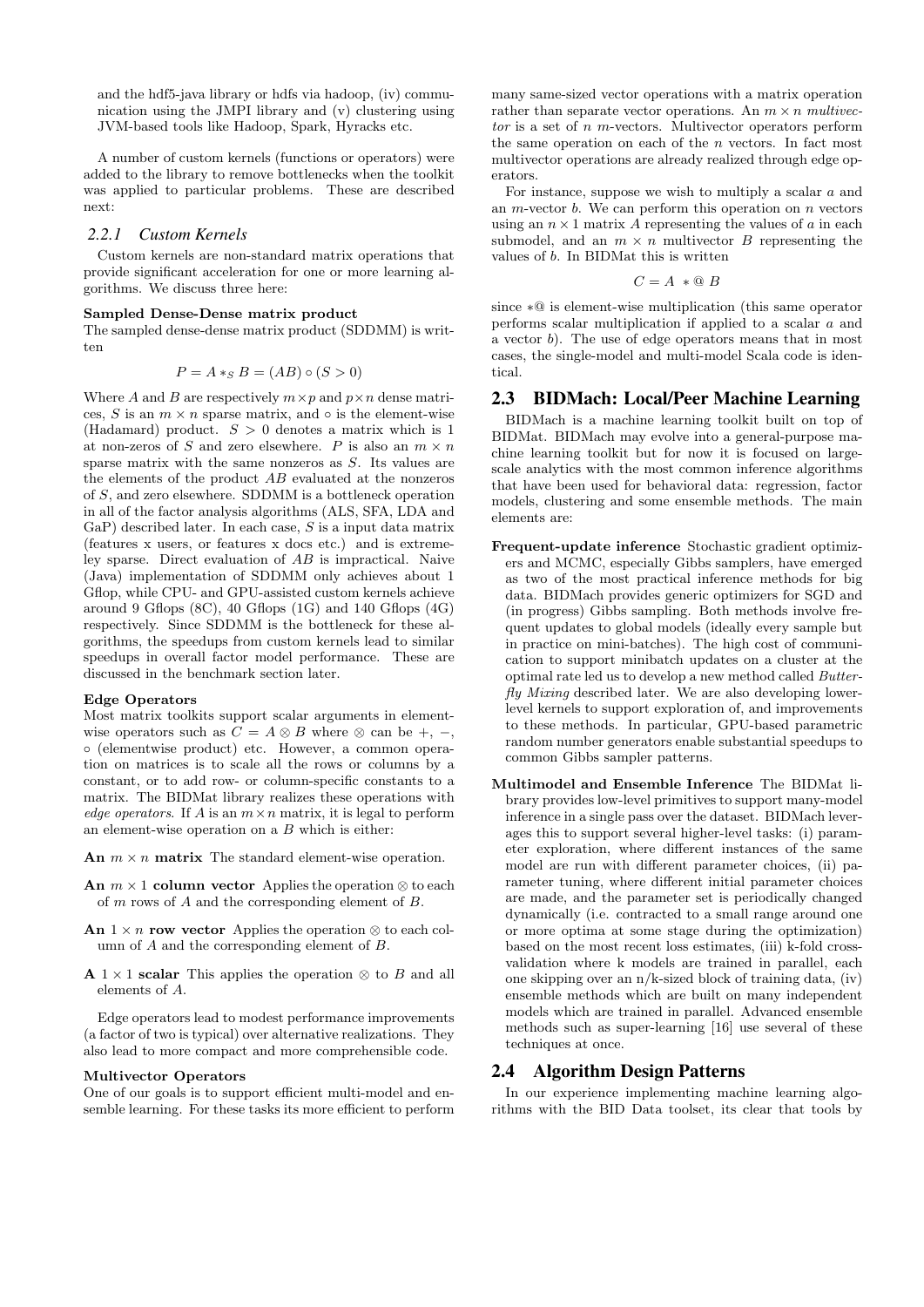and the hdf5-java library or hdfs via hadoop, (iv) communication using the JMPI library and (v) clustering using JVM-based tools like Hadoop, Spark, Hyracks etc.

A number of custom kernels (functions or operators) were added to the library to remove bottlenecks when the toolkit was applied to particular problems. These are described next:

#### 2.2.1 Custom Kernels

Custom kernels are non-standard matrix operations that provide significant acceleration for one or more learning algorithms. We discuss three here:

**Sampled Dense-Dense matrix product**

The sampled dense-dense matrix product (SDDMM) is written

$$P = A *_S B = (AB) \circ (S > 0)$$

Where $A$ and $B$ are respectively $m \times p$ and $p \times n$ dense matrices, $S$ is an $m \times n$ sparse matrix, and $\circ$ is the element-wise (Hadamard) product. $S > 0$ denotes a matrix which is 1 at non-zeros of $S$ and zero elsewhere. $P$ is also an $m \times n$ sparse matrix with the same nonzeros as $S$. Its values are the elements of the product $AB$ evaluated at the nonzeros of $S$, and zero elsewhere. SDDMM is a bottleneck operation in all of the factor analysis algorithms (ALS, SFA, LDA and GaP) described later. In each case, $S$ is a input data matrix (features x users, or features x docs etc.) and is extremeley sparse. Direct evaluation of $AB$ is impractical. Naive (Java) implementation of SDDMM only achieves about 1 Gflop, while CPU- and GPU-assisted custom kernels achieve around 9 Gflops (8C), 40 Gflops (1G) and 140 Gflops (4G) respectively. Since SDDMM is the bottleneck for these algorithms, the speedups from custom kernels lead to similar speedups in overall factor model performance. These are discussed in the benchmark section later.

**Edge Operators**

Most matrix toolkits support scalar arguments in element-wise operators such as $C = A \otimes B$ where $\otimes$ can be $+$, $-$, $\circ$ (elementwise product) etc. However, a common operation on matrices is to scale all the rows or columns by a constant, or to add row- or column-specific constants to a matrix. The BIDMat library realizes these operations with *edge operators*. If $A$ is an $m \times n$ matrix, it is legal to perform an element-wise operation on a $B$ which is either:

- **An $m \times n$ matrix** The standard element-wise operation.
- **An $m \times 1$ column vector** Applies the operation $\otimes$ to each of $m$ rows of $A$ and the corresponding element of $B$.
- **An $1 \times n$ row vector** Applies the operation $\otimes$ to each column of $A$ and the corresponding element of $B$.
- **A $1 \times 1$ scalar** This applies the operation $\otimes$ to $B$ and all elements of $A$.

Edge operators lead to modest performance improvements (a factor of two is typical) over alternative realizations. They also lead to more compact and more comprehensible code.

**Multivector Operators**

One of our goals is to support efficient multi-model and ensemble learning. For these tasks its more efficient to perform many same-sized vector operations with a matrix operation rather than separate vector operations. An $m \times n$ *multivector* is a set of $n$ $m$-vectors. Multivector operators perform the same operation on each of the $n$ vectors. In fact most multivector operations are already realized through edge operators.

For instance, suppose we wish to multiply a scalar $a$ and an $m$-vector $b$. We can perform this operation on $n$ vectors using an $n \times 1$ matrix $A$ representing the values of $a$ in each submodel, and an $m \times n$ multivector $B$ representing the values of $b$. In BIDMat this is written

$$C = A \;*@\; B$$

since $*@$ is element-wise multiplication (this same operator performs scalar multiplication if applied to a scalar $a$ and a vector $b$). The use of edge operators means that in most cases, the single-model and multi-model Scala code is identical.

## 2.3 BIDMach: Local/Peer Machine Learning

BIDMach is a machine learning toolkit built on top of BIDMat. BIDMach may evolve into a general-purpose machine learning toolkit but for now it is focused on large-scale analytics with the most common inference algorithms that have been used for behavioral data: regression, factor models, clustering and some ensemble methods. The main elements are:

- **Frequent-update inference** Stochastic gradient optimizers and MCMC, especially Gibbs samplers, have emerged as two of the most practical inference methods for big data. BIDMach provides generic optimizers for SGD and (in progress) Gibbs sampling. Both methods involve frequent updates to global models (ideally every sample but in practice on mini-batches). The high cost of communication to support minibatch updates on a cluster at the optimal rate led us to develop a new method called *Butterfly Mixing* described later. We are also developing lower-level kernels to support exploration of, and improvements to these methods. In particular, GPU-based parametric random number generators enable substantial speedups to common Gibbs sampler patterns.
- **Multimodel and Ensemble Inference** The BIDMat library provides low-level primitives to support many-model inference in a single pass over the dataset. BIDMach leverages this to support several higher-level tasks: (i) parameter exploration, where different instances of the same model are run with different parameter choices, (ii) parameter tuning, where different initial parameter choices are made, and the parameter set is periodically changed dynamically (i.e. contracted to a small range around one or more optima at some stage during the optimization) based on the most recent loss estimates, (iii) k-fold cross-validation where k models are trained in parallel, each one skipping over an n/k-sized block of training data, (iv) ensemble methods which are built on many independent models which are trained in parallel. Advanced ensemble methods such as super-learning [16] use several of these techniques at once.

## 2.4 Algorithm Design Patterns

In our experience implementing machine learning algorithms with the BID Data toolset, its clear that tools by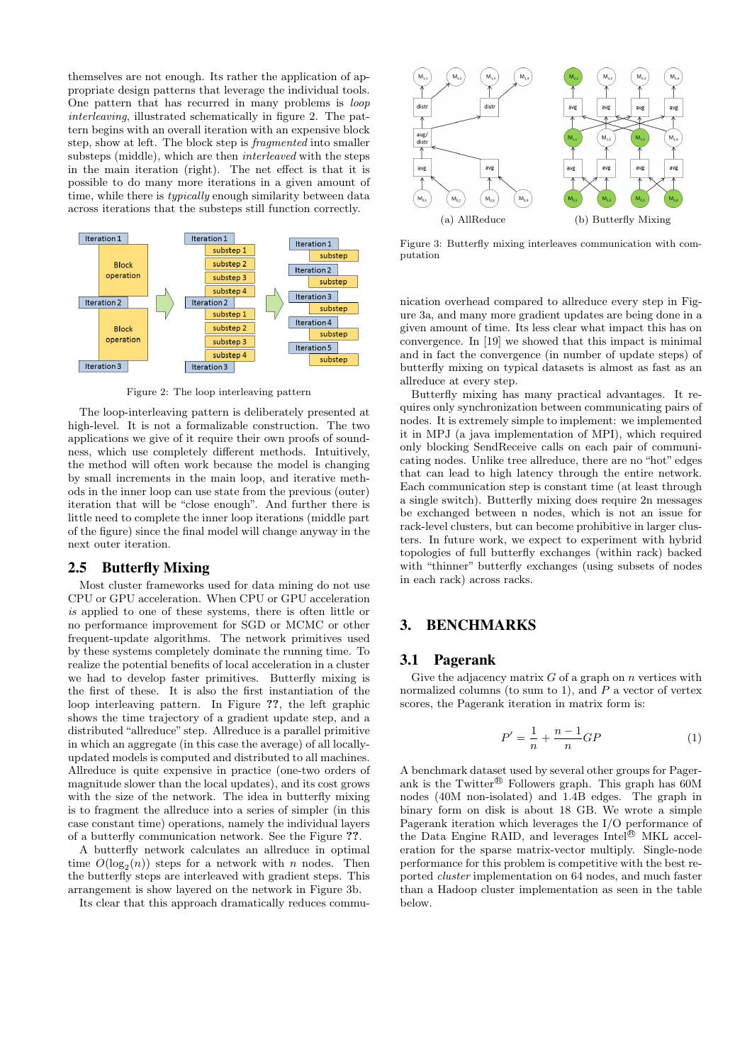themselves are not enough. Its rather the application of appropriate design patterns that leverage the individual tools. One pattern that has recurred in many problems is *loop interleaving*, illustrated schematically in figure 2. The pattern begins with an overall iteration with an expensive block step, show at left. The block step is *fragmented* into smaller substeps (middle), which are then *interleaved* with the steps in the main iteration (right). The net effect is that it is possible to do many more iterations in a given amount of time, while there is *typically* enough similarity between data across iterations that the substeps still function correctly.

Figure 2: The loop interleaving pattern

The loop-interleaving pattern is deliberately presented at high-level. It is not a formalizable construction. The two applications we give of it require their own proofs of soundness, which use completely different methods. Intuitively, the method will often work because the model is changing by small increments in the main loop, and iterative methods in the inner loop can use state from the previous (outer) iteration that will be "close enough". And further there is little need to complete the inner loop iterations (middle part of the figure) since the final model will change anyway in the next outer iteration.

## 2.5 Butterfly Mixing

Most cluster frameworks used for data mining do not use CPU or GPU acceleration. When CPU or GPU acceleration *is* applied to one of these systems, there is often little or no performance improvement for SGD or MCMC or other frequent-update algorithms. The network primitives used by these systems completely dominate the running time. To realize the potential benefits of local acceleration in a cluster we had to develop faster primitives. Butterfly mixing is the first of these. It is also the first instantiation of the loop interleaving pattern. In Figure **??**, the left graphic shows the time trajectory of a gradient update step, and a distributed "allreduce" step. Allreduce is a parallel primitive in which an aggregate (in this case the average) of all locally-updated models is computed and distributed to all machines. Allreduce is quite expensive in practice (one-two orders of magnitude slower than the local updates), and its cost grows with the size of the network. The idea in butterfly mixing is to fragment the allreduce into a series of simpler (in this case constant time) operations, namely the individual layers of a butterfly communication network. See the Figure **??**.

A butterfly network calculates an allreduce in optimal time $O(\log_2(n))$ steps for a network with $n$ nodes. Then the butterfly steps are interleaved with gradient steps. This arrangement is show layered on the network in Figure 3b.

Its clear that this approach dramatically reduces communication overhead compared to allreduce every step in Figure 3a, and many more gradient updates are being done in a given amount of time. Its less clear what impact this has on convergence. In [19] we showed that this impact is minimal and in fact the convergence (in number of update steps) of butterfly mixing on typical datasets is almost as fast as an allreduce at every step.

(a) AllReduce (b) Butterfly Mixing

Figure 3: Butterfly mixing interleaves communication with computation

Butterfly mixing has many practical advantages. It requires only synchronization between communicating pairs of nodes. It is extremely simple to implement: we implemented it in MPJ (a java implementation of MPI), which required only blocking SendReceive calls on each pair of communicating nodes. Unlike tree allreduce, there are no "hot" edges that can lead to high latency through the entire network. Each communication step is constant time (at least through a single switch). Butterfly mixing does require 2n messages be exchanged between n nodes, which is not an issue for rack-level clusters, but can become prohibitive in larger clusters. In future work, we expect to experiment with hybrid topologies of full butterfly exchanges (within rack) backed with "thinner" butterfly exchanges (using subsets of nodes in each rack) across racks.

# 3. BENCHMARKS

## 3.1 Pagerank

Give the adjacency matrix $G$ of a graph on $n$ vertices with normalized columns (to sum to 1), and $P$ a vector of vertex scores, the Pagerank iteration in matrix form is:

$$P' = \frac{1}{n} + \frac{n-1}{n} GP \tag{1}$$

A benchmark dataset used by several other groups for Pagerank is the Twitter® Followers graph. This graph has 60M nodes (40M non-isolated) and 1.4B edges. The graph in binary form on disk is about 18 GB. We wrote a simple Pagerank iteration which leverages the I/O performance of the Data Engine RAID, and leverages Intel® MKL acceleration for the sparse matrix-vector multiply. Single-node performance for this problem is competitive with the best reported *cluster* implementation on 64 nodes, and much faster than a Hadoop cluster implementation as seen in the table below.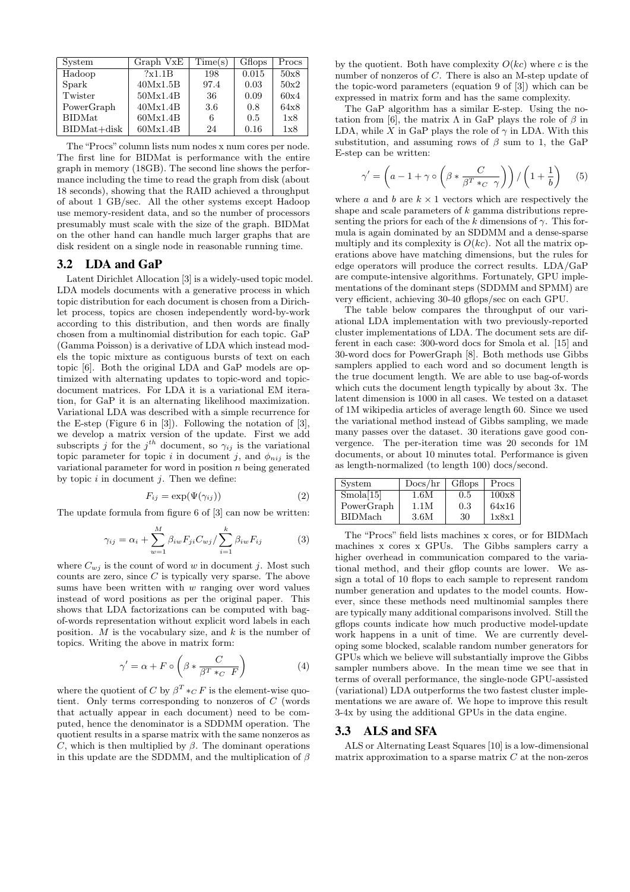| System | Graph VxE | Time(s) | Gflops | Procs |
|---|---|---|---|---|
| Hadoop | ?x1.1B | 198 | 0.015 | 50x8 |
| Spark | 40Mx1.5B | 97.4 | 0.03 | 50x2 |
| Twister | 50Mx1.4B | 36 | 0.09 | 60x4 |
| PowerGraph | 40Mx1.4B | 3.6 | 0.8 | 64x8 |
| BIDMat | 60Mx1.4B | 6 | 0.5 | 1x8 |
| BIDMat+disk | 60Mx1.4B | 24 | 0.16 | 1x8 |

The "Procs" column lists num nodes x num cores per node. The first line for BIDMat is performance with the entire graph in memory (18GB). The second line shows the performance including the time to read the graph from disk (about 18 seconds), showing that the RAID achieved a throughput of about 1 GB/sec. All the other systems except Hadoop use memory-resident data, and so the number of processors presumably must scale with the size of the graph. BIDMat on the other hand can handle much larger graphs that are disk resident on a single node in reasonable running time.

## 3.2 LDA and GaP

Latent Dirichlet Allocation [3] is a widely-used topic model. LDA models documents with a generative process in which topic distribution for each document is chosen from a Dirichlet process, topics are chosen independently word-by-work according to this distribution, and then words are finally chosen from a multinomial distribution for each topic. GaP (Gamma Poisson) is a derivative of LDA which instead models the topic mixture as contiguous bursts of text on each topic [6]. Both the original LDA and GaP models are optimized with alternating updates to topic-word and topic-document matrices. For LDA it is a variational EM iteration, for GaP it is an alternating likelihood maximization. Variational LDA was described with a simple recurrence for the E-step (Figure 6 in [3]). Following the notation of [3], we develop a matrix version of the update. First we add subscripts $j$ for the $j^{th}$ document, so $\gamma_{ij}$ is the variational topic parameter for topic $i$ in document $j$, and $\phi_{nij}$ is the variational parameter for word in position $n$ being generated by topic $i$ in document $j$. Then we define:

$$F_{ij} = \exp(\Psi(\gamma_{ij})) \tag{2}$$

The update formula from figure 6 of [3] can now be written:

$$\gamma_{ij} = \alpha_i + \sum_{w=1}^{M} \beta_{iw} F_{ji} C_{wj} / \sum_{i=1}^{k} \beta_{iw} F_{ij} \tag{3}$$

where $C_{wj}$ is the count of word $w$ in document $j$. Most such counts are zero, since $C$ is typically very sparse. The above sums have been written with $w$ ranging over word values instead of word positions as per the original paper. This shows that LDA factorizations can be computed with bag-of-words representation without explicit word labels in each position. $M$ is the vocabulary size, and $k$ is the number of topics. Writing the above in matrix form:

$$\gamma' = \alpha + F \circ \left( \beta * \frac{C}{\beta^T *_C F} \right) \tag{4}$$

where the quotient of $C$ by $\beta^T *_C F$ is the element-wise quotient. Only terms corresponding to nonzeros of $C$ (words that actually appear in each document) need to be computed, hence the denominator is a SDDMM operation. The quotient results in a sparse matrix with the same nonzeros as $C$, which is then multiplied by $\beta$. The dominant operations in this update are the SDDMM, and the multiplication of $\beta$ by the quotient. Both have complexity $O(kc)$ where $c$ is the number of nonzeros of $C$. There is also an M-step update of the topic-word parameters (equation 9 of [3]) which can be expressed in matrix form and has the same complexity.

The GaP algorithm has a similar E-step. Using the notation from [6], the matrix $\Lambda$ in GaP plays the role of $\beta$ in LDA, while $X$ in GaP plays the role of $\gamma$ in LDA. With this substitution, and assuming rows of $\beta$ sum to 1, the GaP E-step can be written:

$$\gamma' = \left( a - 1 + \gamma \circ \left( \beta * \frac{C}{\beta^T *_C \gamma} \right) \right) / \left( 1 + \frac{1}{b} \right) \tag{5}$$

where $a$ and $b$ are $k \times 1$ vectors which are respectively the shape and scale parameters of $k$ gamma distributions representing the priors for each of the $k$ dimensions of $\gamma$. This formula is again dominated by an SDDMM and a dense-sparse multiply and its complexity is $O(kc)$. Not all the matrix operations above have matching dimensions, but the rules for edge operators will produce the correct results. LDA/GaP are compute-intensive algorithms. Fortunately, GPU implementations of the dominant steps (SDDMM and SPMM) are very efficient, achieving 30-40 gflops/sec on each GPU.

The table below compares the throughput of our variational LDA implementation with two previously-reported cluster implementations of LDA. The document sets are different in each case: 300-word docs for Smola et al. [15] and 30-word docs for PowerGraph [8]. Both methods use Gibbs samplers applied to each word and so document length is the true document length. We are able to use bag-of-words which cuts the document length typically by about 3x. The latent dimension is 1000 in all cases. We tested on a dataset of 1M wikipedia articles of average length 60. Since we used the variational method instead of Gibbs sampling, we made many passes over the dataset. 30 iterations gave good convergence. The per-iteration time was 20 seconds for 1M documents, or about 10 minutes total. Performance is given as length-normalized (to length 100) docs/second.

| System | Docs/hr | Gflops | Procs |
|---|---|---|---|
| Smola[15] | 1.6M | 0.5 | 100x8 |
| PowerGraph | 1.1M | 0.3 | 64x16 |
| BIDMach | 3.6M | 30 | 1x8x1 |

The "Procs" field lists machines x cores, or for BIDMach machines x cores x GPUs. The Gibbs samplers carry a higher overhead in communication compared to the variational method, and their gflop counts are lower. We assign a total of 10 flops to each sample to represent random number generation and updates to the model counts. However, since these methods need multinomial samples there are typically many additional comparisons involved. Still the gflops counts indicate how much productive model-update work happens in a unit of time. We are currently developing some blocked, scalable random number generators for GPUs which we believe will substantially improve the Gibbs sampler numbers above. In the mean time we see that in terms of overall performance, the single-node GPU-assisted (variational) LDA outperforms the two fastest cluster implementations we are aware of. We hope to improve this result 3-4x by using the additional GPUs in the data engine.

## 3.3 ALS and SFA

ALS or Alternating Least Squares [10] is a low-dimensional matrix approximation to a sparse matrix $C$ at the non-zeros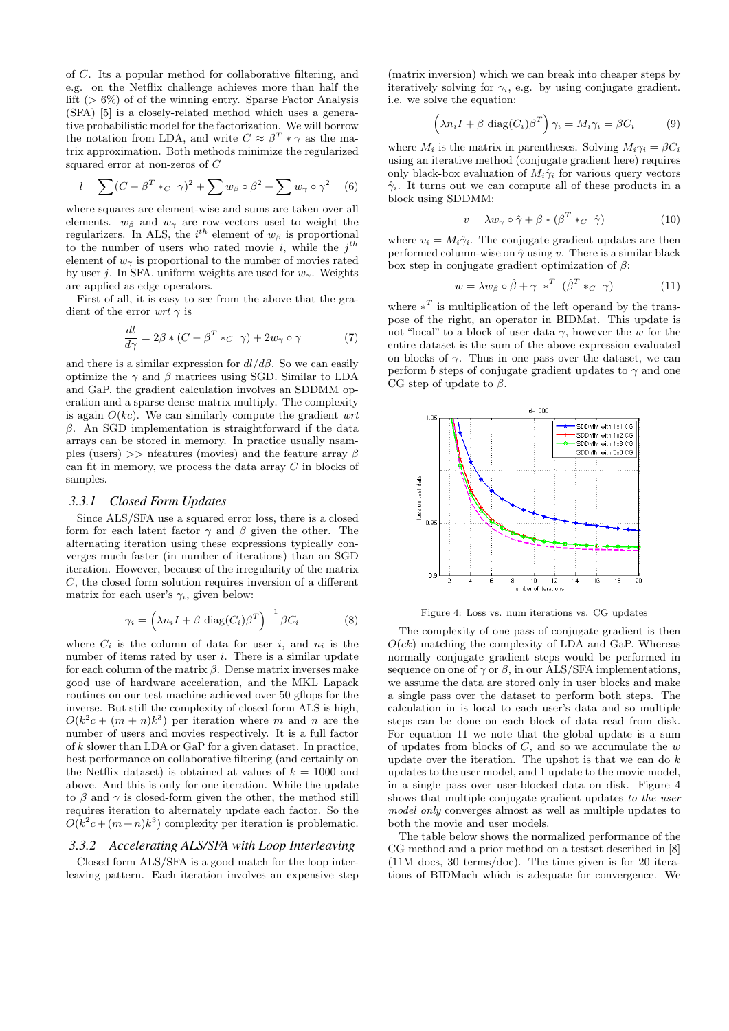of $C$. Its a popular method for collaborative filtering, and e.g. on the Netflix challenge achieves more than half the lift (> 6%) of of the winning entry. Sparse Factor Analysis (SFA) [5] is a closely-related method which uses a generative probabilistic model for the factorization. We will borrow the notation from LDA, and write $C \approx \beta^T * \gamma$ as the matrix approximation. Both methods minimize the regularized squared error at non-zeros of $C$

$$l = \sum (C - \beta^T *_C \ \gamma)^2 + \sum w_\beta \circ \beta^2 + \sum w_\gamma \circ \gamma^2 \quad (6)$$

where squares are element-wise and sums are taken over all elements. $w_\beta$ and $w_\gamma$ are row-vectors used to weight the regularizers. In ALS, the $i^{th}$ element of $w_\beta$ is proportional to the number of users who rated movie $i$, while the $j^{th}$ element of $w_\gamma$ is proportional to the number of movies rated by user $j$. In SFA, uniform weights are used for $w_\gamma$. Weights are applied as edge operators.

First of all, it is easy to see from the above that the gradient of the error *wrt* $\gamma$ is

$$\frac{dl}{d\gamma} = 2\beta * (C - \beta^T *_C \ \gamma) + 2 w_\gamma \circ \gamma \quad (7)$$

and there is a similar expression for $dl/d\beta$. So we can easily optimize the $\gamma$ and $\beta$ matrices using SGD. Similar to LDA and GaP, the gradient calculation involves an SDDMM operation and a sparse-dense matrix multiply. The complexity is again $O(kc)$. We can similarly compute the gradient *wrt* $\beta$. An SGD implementation is straightforward if the data arrays can be stored in memory. In practice usually nsamples (users) >> nfeatures (movies) and the feature array $\beta$ can fit in memory, we process the data array $C$ in blocks of samples.

### 3.3.1 Closed Form Updates

Since ALS/SFA use a squared error loss, there is a closed form for each latent factor $\gamma$ and $\beta$ given the other. The alternating iteration using these expressions typically converges much faster (in number of iterations) than an SGD iteration. However, because of the irregularity of the matrix $C$, the closed form solution requires inversion of a different matrix for each user's $\gamma_i$, given below:

$$\gamma_i = \left(\lambda n_i I + \beta \ \mathrm{diag}(C_i)\beta^T\right)^{-1} \beta C_i \quad (8)$$

where $C_i$ is the column of data for user $i$, and $n_i$ is the number of items rated by user $i$. There is a similar update for each column of the matrix $\beta$. Dense matrix inverses make good use of hardware acceleration, and the MKL Lapack routines on our test machine achieved over 50 gflops for the inverse. But still the complexity of closed-form ALS is high, $O(k^2c + (m+n)k^3)$ per iteration where $m$ and $n$ are the number of users and movies respectively. It is a full factor of $k$ slower than LDA or GaP for a given dataset. In practice, best performance on collaborative filtering (and certainly on the Netflix dataset) is obtained at values of $k = 1000$ and above. And this is only for one iteration. While the update to $\beta$ and $\gamma$ is closed-form given the other, the method still requires iteration to alternately update each factor. So the $O(k^2c + (m+n)k^3)$ complexity per iteration is problematic.

### 3.3.2 Accelerating ALS/SFA with Loop Interleaving

Closed form ALS/SFA is a good match for the loop interleaving pattern. Each iteration involves an expensive step (matrix inversion) which we can break into cheaper steps by iteratively solving for $\gamma_i$, e.g. by using conjugate gradient. i.e. we solve the equation:

$$\left(\lambda n_i I + \beta \ \mathrm{diag}(C_i)\beta^T\right) \gamma_i = M_i \gamma_i = \beta C_i \quad (9)$$

where $M_i$ is the matrix in parentheses. Solving $M_i\gamma_i = \beta C_i$ using an iterative method (conjugate gradient here) requires only black-box evaluation of $M_i\hat{\gamma}_i$ for various query vectors $\hat{\gamma}_i$. It turns out we can compute all of these products in a block using SDDMM:

$$v = \lambda w_\gamma \circ \hat{\gamma} + \beta * (\beta^T *_C \ \hat{\gamma}) \quad (10)$$

where $v_i = M_i\hat{\gamma}_i$. The conjugate gradient updates are then performed column-wise on $\hat{\gamma}$ using $v$. There is a similar black box step in conjugate gradient optimization of $\beta$:

$$w = \lambda w_\beta \circ \hat{\beta} + \gamma \ *^T \ (\hat{\beta}^T *_C \ \gamma) \quad (11)$$

where $*^T$ is multiplication of the left operand by the transpose of the right, an operator in BIDMat. This update is not "local" to a block of user data $\gamma$, however the $w$ for the entire dataset is the sum of the above expression evaluated on blocks of $\gamma$. Thus in one pass over the dataset, we can perform $b$ steps of conjugate gradient updates to $\gamma$ and one CG step of update to $\beta$.

Figure 4: Loss vs. num iterations vs. CG updates

The complexity of one pass of conjugate gradient is then $O(ck)$ matching the complexity of LDA and GaP. Whereas normally conjugate gradient steps would be performed in sequence on one of $\gamma$ or $\beta$, in our ALS/SFA implementations, we assume the data are stored only in user blocks and make a single pass over the dataset to perform both steps. The calculation in is local to each user's data and so multiple steps can be done on each block of data read from disk. For equation 11 we note that the global update is a sum of updates from blocks of $C$, and so we accumulate the $w$ update over the iteration. The upshot is that we can do $k$ updates to the user model, and 1 update to the movie model, in a single pass over user-blocked data on disk. Figure 4 shows that multiple conjugate gradient updates *to the user model only* converges almost as well as multiple updates to both the movie and user models.

The table below shows the normalized performance of the CG method and a prior method on a testset described in [8] (11M docs, 30 terms/doc). The time given is for 20 iterations of BIDMach which is adequate for convergence. We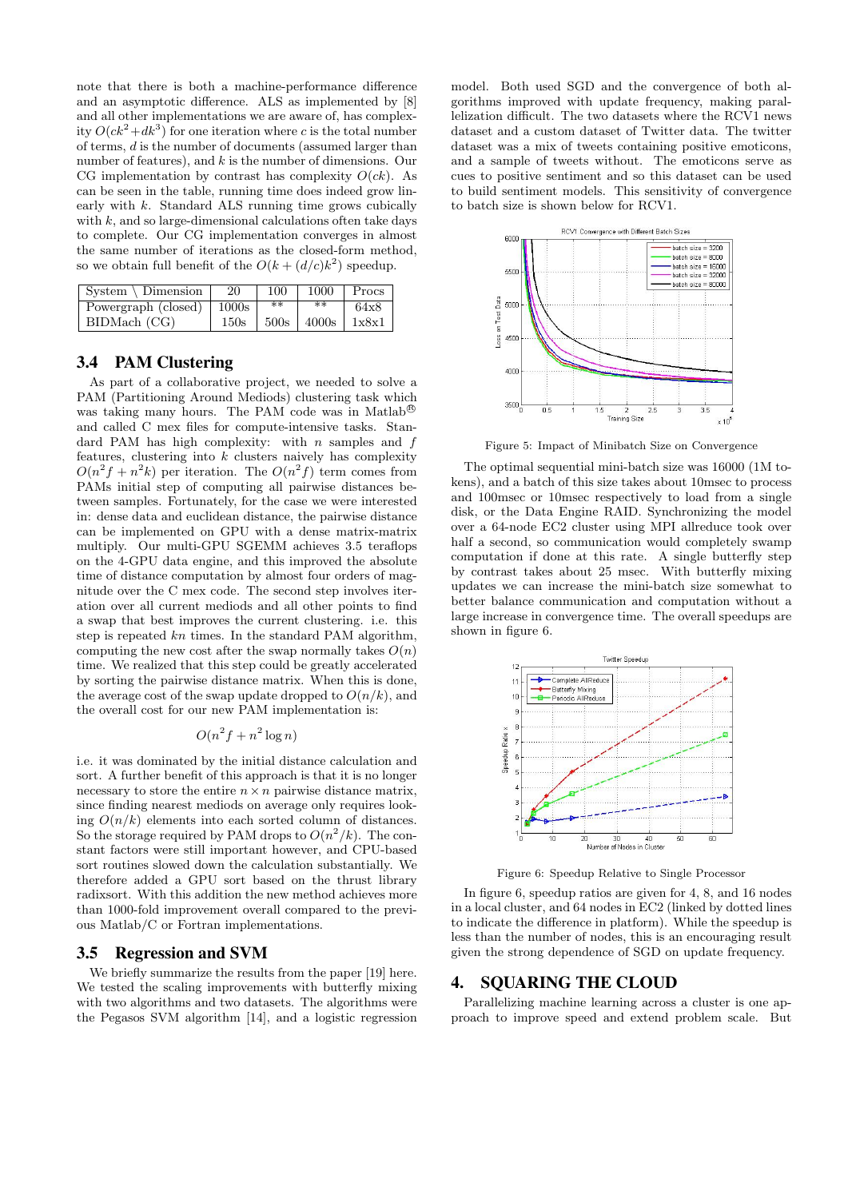note that there is both a machine-performance difference and an asymptotic difference. ALS as implemented by [8] and all other implementations we are aware of, has complexity $O(ck^2+dk^3)$ for one iteration where $c$ is the total number of terms, $d$ is the number of documents (assumed larger than number of features), and $k$ is the number of dimensions. Our CG implementation by contrast has complexity $O(ck)$. As can be seen in the table, running time does indeed grow linearly with $k$. Standard ALS running time grows cubically with $k$, and so large-dimensional calculations often take days to complete. Our CG implementation converges in almost the same number of iterations as the closed-form method, so we obtain full benefit of the $O(k+(d/c)k^2)$ speedup.

| System \ Dimension | 20 | 100 | 1000 | Procs |
|---|---|---|---|---|
| Powergraph (closed) | 1000s | ** | ** | 64x8 |
| BIDMach (CG) | 150s | 500s | 4000s | 1x8x1 |

## 3.4 PAM Clustering

As part of a collaborative project, we needed to solve a PAM (Partitioning Around Mediods) clustering task which was taking many hours. The PAM code was in Matlab® and called C mex files for compute-intensive tasks. Standard PAM has high complexity: with $n$ samples and $f$ features, clustering into $k$ clusters naively has complexity $O(n^2 f + n^2 k)$ per iteration. The $O(n^2 f)$ term comes from PAMs initial step of computing all pairwise distances between samples. Fortunately, for the case we were interested in: dense data and euclidean distance, the pairwise distance can be implemented on GPU with a dense matrix-matrix multiply. Our multi-GPU SGEMM achieves 3.5 teraflops on the 4-GPU data engine, and this improved the absolute time of distance computation by almost four orders of magnitude over the C mex code. The second step involves iteration over all current mediods and all other points to find a swap that best improves the current clustering. i.e. this step is repeated $kn$ times. In the standard PAM algorithm, computing the new cost after the swap normally takes $O(n)$ time. We realized that this step could be greatly accelerated by sorting the pairwise distance matrix. When this is done, the average cost of the swap update dropped to $O(n/k)$, and the overall cost for our new PAM implementation is:

$$O(n^2 f + n^2 \log n)$$

i.e. it was dominated by the initial distance calculation and sort. A further benefit of this approach is that it is no longer necessary to store the entire $n \times n$ pairwise distance matrix, since finding nearest mediods on average only requires looking $O(n/k)$ elements into each sorted column of distances. So the storage required by PAM drops to $O(n^2/k)$. The constant factors were still important however, and CPU-based sort routines slowed down the calculation substantially. We therefore added a GPU sort based on the thrust library radixsort. With this addition the new method achieves more than 1000-fold improvement overall compared to the previous Matlab/C or Fortran implementations.

## 3.5 Regression and SVM

We briefly summarize the results from the paper [19] here. We tested the scaling improvements with butterfly mixing with two algorithms and two datasets. The algorithms were the Pegasos SVM algorithm [14], and a logistic regression model. Both used SGD and the convergence of both algorithms improved with update frequency, making parallelization difficult. The two datasets where the RCV1 news dataset and a custom dataset of Twitter data. The twitter dataset was a mix of tweets containing positive emoticons, and a sample of tweets without. The emoticons serve as cues to positive sentiment and so this dataset can be used to build sentiment models. This sensitivity of convergence to batch size is shown below for RCV1.

Figure 5: Impact of Minibatch Size on Convergence

The optimal sequential mini-batch size was 16000 (1M tokens), and a batch of this size takes about 10msec to process and 100msec or 10msec respectively to load from a single disk, or the Data Engine RAID. Synchronizing the model over a 64-node EC2 cluster using MPI allreduce took over half a second, so communication would completely swamp computation if done at this rate. A single butterfly step by contrast takes about 25 msec. With butterfly mixing updates we can increase the mini-batch size somewhat to better balance communication and computation without a large increase in convergence time. The overall speedups are shown in figure 6.

Figure 6: Speedup Relative to Single Processor

In figure 6, speedup ratios are given for 4, 8, and 16 nodes in a local cluster, and 64 nodes in EC2 (linked by dotted lines to indicate the difference in platform). While the speedup is less than the number of nodes, this is an encouraging result given the strong dependence of SGD on update frequency.

# 4. SQUARING THE CLOUD

Parallelizing machine learning across a cluster is one approach to improve speed and extend problem scale. But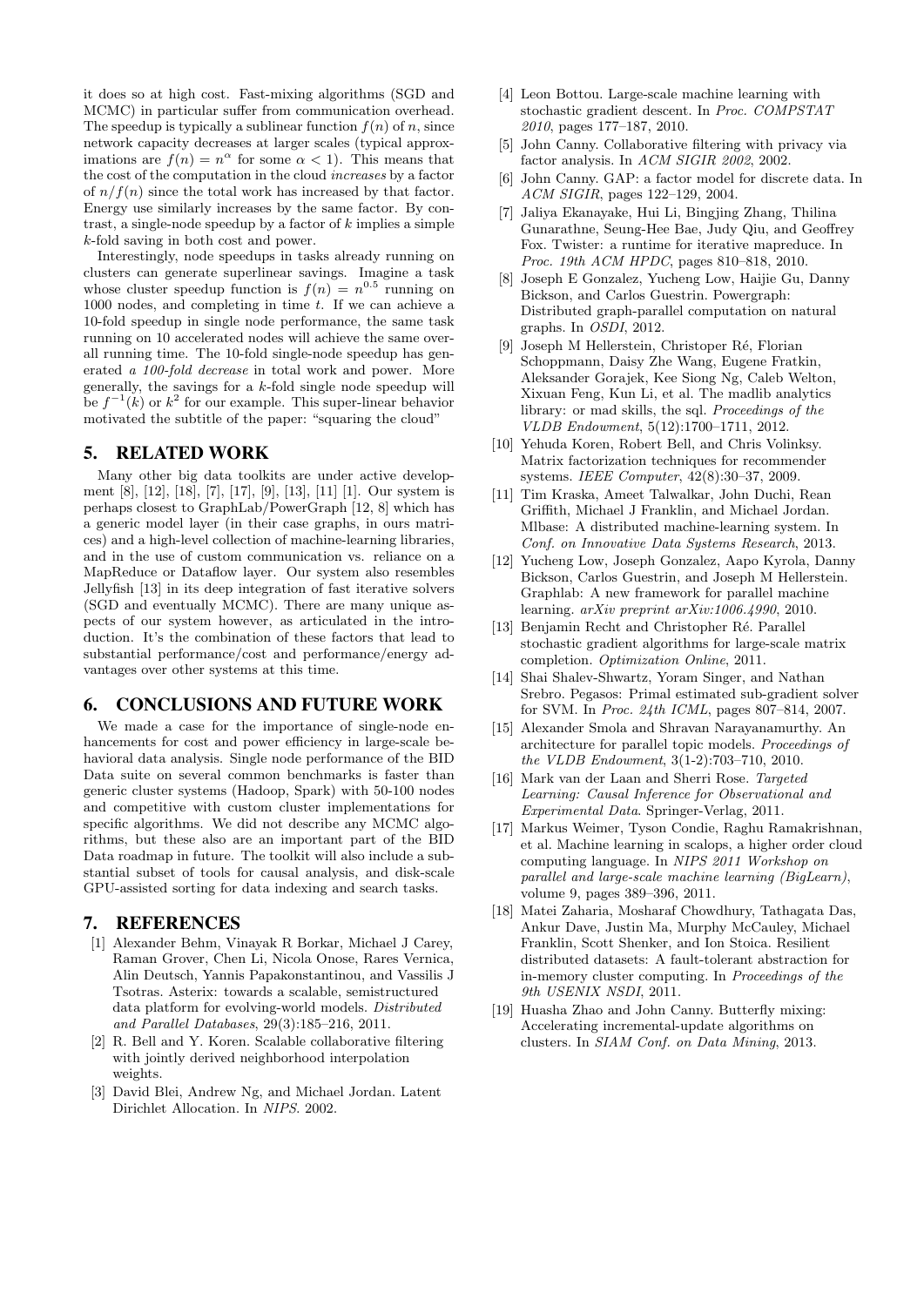it does so at high cost. Fast-mixing algorithms (SGD and MCMC) in particular suffer from communication overhead. The speedup is typically a sublinear function $f(n)$ of $n$, since network capacity decreases at larger scales (typical approximations are $f(n) = n^{\alpha}$ for some $\alpha < 1$). This means that the cost of the computation in the cloud *increases* by a factor of $n/f(n)$ since the total work has increased by that factor. Energy use similarly increases by the same factor. By contrast, a single-node speedup by a factor of $k$ implies a simple $k$-fold saving in both cost and power.

Interestingly, node speedups in tasks already running on clusters can generate superlinear savings. Imagine a task whose cluster speedup function is $f(n) = n^{0.5}$ running on 1000 nodes, and completing in time $t$. If we can achieve a 10-fold speedup in single node performance, the same task running on 10 accelerated nodes will achieve the same overall running time. The 10-fold single-node speedup has generated *a 100-fold decrease* in total work and power. More generally, the savings for a $k$-fold single node speedup will be $f^{-1}(k)$ or $k^2$ for our example. This super-linear behavior motivated the subtitle of the paper: "squaring the cloud"

## 5. RELATED WORK

Many other big data toolkits are under active development [8], [12], [18], [7], [17], [9], [13], [11] [1]. Our system is perhaps closest to GraphLab/PowerGraph [12, 8] which has a generic model layer (in their case graphs, in ours matrices) and a high-level collection of machine-learning libraries, and in the use of custom communication vs. reliance on a MapReduce or Dataflow layer. Our system also resembles Jellyfish [13] in its deep integration of fast iterative solvers (SGD and eventually MCMC). There are many unique aspects of our system however, as articulated in the introduction. It's the combination of these factors that lead to substantial performance/cost and performance/energy advantages over other systems at this time.

## 6. CONCLUSIONS AND FUTURE WORK

We made a case for the importance of single-node enhancements for cost and power efficiency in large-scale behavioral data analysis. Single node performance of the BID Data suite on several common benchmarks is faster than generic cluster systems (Hadoop, Spark) with 50-100 nodes and competitive with custom cluster implementations for specific algorithms. We did not describe any MCMC algorithms, but these also are an important part of the BID Data roadmap in future. The toolkit will also include a substantial subset of tools for causal analysis, and disk-scale GPU-assisted sorting for data indexing and search tasks.

## 7. REFERENCES

[1] Alexander Behm, Vinayak R Borkar, Michael J Carey, Raman Grover, Chen Li, Nicola Onose, Rares Vernica, Alin Deutsch, Yannis Papakonstantinou, and Vassilis J Tsotras. Asterix: towards a scalable, semistructured data platform for evolving-world models. *Distributed and Parallel Databases*, 29(3):185–216, 2011.

[2] R. Bell and Y. Koren. Scalable collaborative filtering with jointly derived neighborhood interpolation weights.

[3] David Blei, Andrew Ng, and Michael Jordan. Latent Dirichlet Allocation. In *NIPS*. 2002.

[4] Leon Bottou. Large-scale machine learning with stochastic gradient descent. In *Proc. COMPSTAT 2010*, pages 177–187, 2010.

[5] John Canny. Collaborative filtering with privacy via factor analysis. In *ACM SIGIR 2002*, 2002.

[6] John Canny. GAP: a factor model for discrete data. In *ACM SIGIR*, pages 122–129, 2004.

[7] Jaliya Ekanayake, Hui Li, Bingjing Zhang, Thilina Gunarathne, Seung-Hee Bae, Judy Qiu, and Geoffrey Fox. Twister: a runtime for iterative mapreduce. In *Proc. 19th ACM HPDC*, pages 810–818, 2010.

[8] Joseph E Gonzalez, Yucheng Low, Haijie Gu, Danny Bickson, and Carlos Guestrin. Powergraph: Distributed graph-parallel computation on natural graphs. In *OSDI*, 2012.

[9] Joseph M Hellerstein, Christoper Ré, Florian Schoppmann, Daisy Zhe Wang, Eugene Fratkin, Aleksander Gorajek, Kee Siong Ng, Caleb Welton, Xixuan Feng, Kun Li, et al. The madlib analytics library: or mad skills, the sql. *Proceedings of the VLDB Endowment*, 5(12):1700–1711, 2012.

[10] Yehuda Koren, Robert Bell, and Chris Volinksy. Matrix factorization techniques for recommender systems. *IEEE Computer*, 42(8):30–37, 2009.

[11] Tim Kraska, Ameet Talwalkar, John Duchi, Rean Griffith, Michael J Franklin, and Michael Jordan. Mlbase: A distributed machine-learning system. In *Conf. on Innovative Data Systems Research*, 2013.

[12] Yucheng Low, Joseph Gonzalez, Aapo Kyrola, Danny Bickson, Carlos Guestrin, and Joseph M Hellerstein. Graphlab: A new framework for parallel machine learning. *arXiv preprint arXiv:1006.4990*, 2010.

[13] Benjamin Recht and Christopher Ré. Parallel stochastic gradient algorithms for large-scale matrix completion. *Optimization Online*, 2011.

[14] Shai Shalev-Shwartz, Yoram Singer, and Nathan Srebro. Pegasos: Primal estimated sub-gradient solver for SVM. In *Proc. 24th ICML*, pages 807–814, 2007.

[15] Alexander Smola and Shravan Narayanamurthy. An architecture for parallel topic models. *Proceedings of the VLDB Endowment*, 3(1-2):703–710, 2010.

[16] Mark van der Laan and Sherri Rose. *Targeted Learning: Causal Inference for Observational and Experimental Data*. Springer-Verlag, 2011.

[17] Markus Weimer, Tyson Condie, Raghu Ramakrishnan, et al. Machine learning in scalops, a higher order cloud computing language. In *NIPS 2011 Workshop on parallel and large-scale machine learning (BigLearn)*, volume 9, pages 389–396, 2011.

[18] Matei Zaharia, Mosharaf Chowdhury, Tathagata Das, Ankur Dave, Justin Ma, Murphy McCauley, Michael Franklin, Scott Shenker, and Ion Stoica. Resilient distributed datasets: A fault-tolerant abstraction for in-memory cluster computing. In *Proceedings of the 9th USENIX NSDI*, 2011.

[19] Huasha Zhao and John Canny. Butterfly mixing: Accelerating incremental-update algorithms on clusters. In *SIAM Conf. on Data Mining*, 2013.